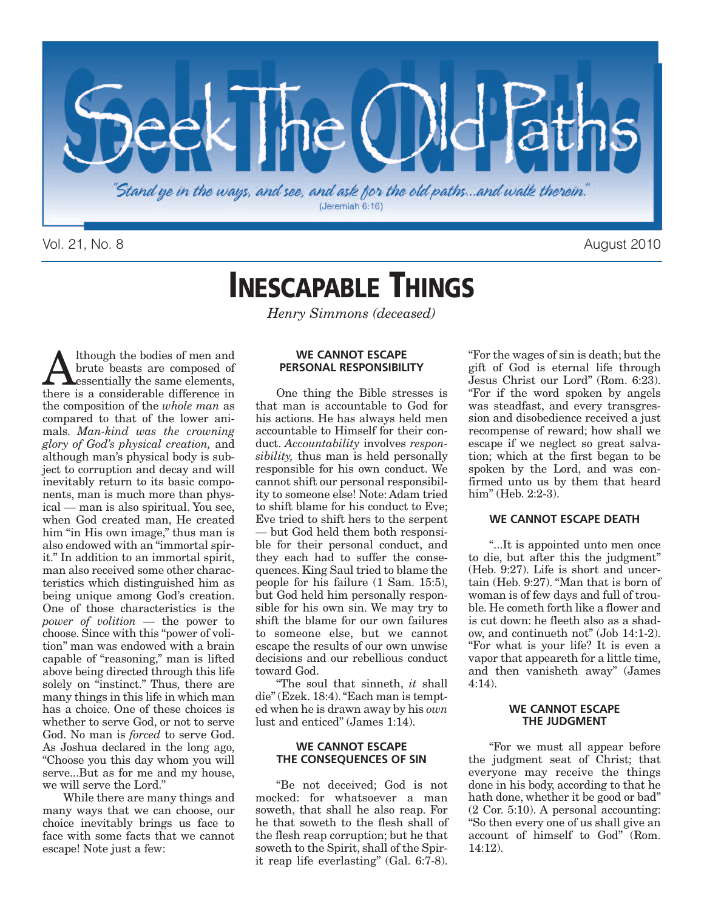# Seek The Old Paths

*"Stand ye in the ways, and see, and ask for the old paths...and walk therein."*
(Jeremiah 6:16)

Vol. 21, No. 8 August 2010

# INESCAPABLE THINGS

*Henry Simmons (deceased)*

Although the bodies of men and brute beasts are composed of essentially the same elements, there is a considerable difference in the composition of the *whole man* as compared to that of the lower animals. *Man-kind was the crowning glory of God's physical creation,* and although man's physical body is subject to corruption and decay and will inevitably return to its basic components, man is much more than physical — man is also spiritual. You see, when God created man, He created him "in His own image," thus man is also endowed with an "immortal spirit." In addition to an immortal spirit, man also received some other characteristics which distinguished him as being unique among God's creation. One of those characteristics is the *power of volition* — the power to choose. Since with this "power of volition" man was endowed with a brain capable of "reasoning," man is lifted above being directed through this life solely on "instinct." Thus, there are many things in this life in which man has a choice. One of these choices is whether to serve God, or not to serve God. No man is *forced* to serve God. As Joshua declared in the long ago, "Choose you this day whom you will serve...But as for me and my house, we will serve the Lord."

While there are many things and many ways that we can choose, our choice inevitably brings us face to face with some facts that we cannot escape! Note just a few:

### WE CANNOT ESCAPE PERSONAL RESPONSIBILITY

One thing the Bible stresses is that man is accountable to God for his actions. He has always held men accountable to Himself for their conduct. *Accountability* involves *responsibility,* thus man is held personally responsible for his own conduct. We cannot shift our personal responsibility to someone else! Note: Adam tried to shift blame for his conduct to Eve; Eve tried to shift hers to the serpent — but God held them both responsible for their personal conduct, and they each had to suffer the consequences. King Saul tried to blame the people for his failure (1 Sam. 15:5), but God held him personally responsible for his own sin. We may try to shift the blame for our own failures to someone else, but we cannot escape the results of our own unwise decisions and our rebellious conduct toward God.

"The soul that sinneth, *it* shall die" (Ezek. 18:4). "Each man is tempted when he is drawn away by his *own* lust and enticed" (James 1:14).

### WE CANNOT ESCAPE THE CONSEQUENCES OF SIN

"Be not deceived; God is not mocked: for whatsoever a man soweth, that shall he also reap. For he that soweth to the flesh shall of the flesh reap corruption; but he that soweth to the Spirit, shall of the Spirit reap life everlasting" (Gal. 6:7-8). "For the wages of sin is death; but the gift of God is eternal life through Jesus Christ our Lord" (Rom. 6:23). "For if the word spoken by angels was steadfast, and every transgression and disobedience received a just recompense of reward; how shall we escape if we neglect so great salvation; which at the first began to be spoken by the Lord, and was confirmed unto us by them that heard him" (Heb. 2:2-3).

### WE CANNOT ESCAPE DEATH

"...It is appointed unto men once to die, but after this the judgment" (Heb. 9:27). Life is short and uncertain (Heb. 9:27). "Man that is born of woman is of few days and full of trouble. He cometh forth like a flower and is cut down: he fleeth also as a shadow, and continueth not" (Job 14:1-2). "For what is your life? It is even a vapor that appeareth for a little time, and then vanisheth away" (James 4:14).

### WE CANNOT ESCAPE THE JUDGMENT

"For we must all appear before the judgment seat of Christ; that everyone may receive the things done in his body, according to that he hath done, whether it be good or bad" (2 Cor. 5:10). A personal accounting: "So then every one of us shall give an account of himself to God" (Rom. 14:12).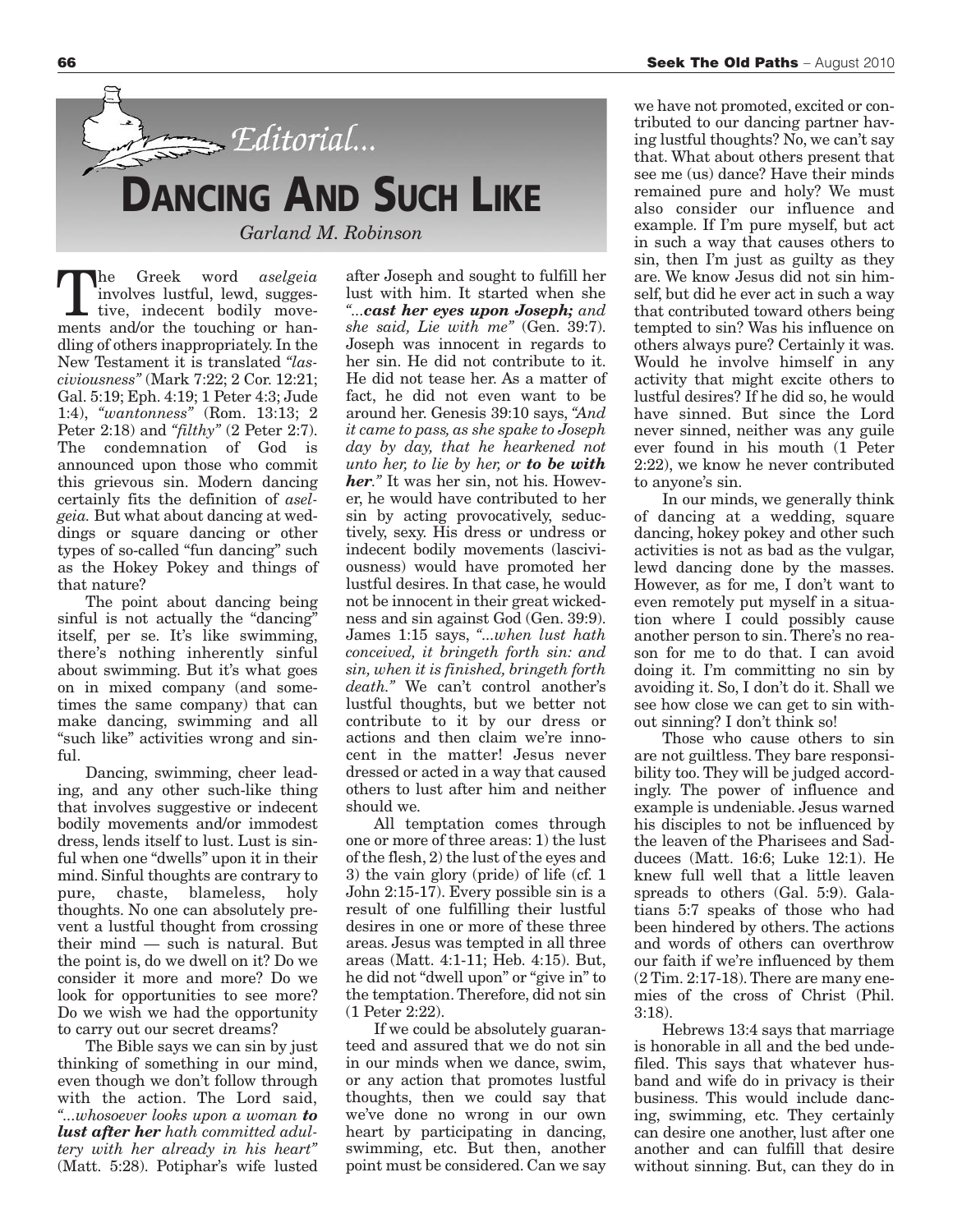*Editorial...*

# DANCING AND SUCH LIKE

*Garland M. Robinson*

The Greek word *aselgeia* involves lustful, lewd, suggestive, indecent bodily movements and/or the touching or handling of others inappropriately. In the New Testament it is translated *"lasciviousness"* (Mark 7:22; 2 Cor. 12:21; Gal. 5:19; Eph. 4:19; 1 Peter 4:3; Jude 1:4), *"wantonness"* (Rom. 13:13; 2 Peter 2:18) and *"filthy"* (2 Peter 2:7). The condemnation of God is announced upon those who commit this grievous sin. Modern dancing certainly fits the definition of *aselgeia.* But what about dancing at weddings or square dancing or other types of so-called "fun dancing" such as the Hokey Pokey and things of that nature?

The point about dancing being sinful is not actually the "dancing" itself, per se. It's like swimming, there's nothing inherently sinful about swimming. But it's what goes on in mixed company (and sometimes the same company) that can make dancing, swimming and all "such like" activities wrong and sinful.

Dancing, swimming, cheer leading, and any other such-like thing that involves suggestive or indecent bodily movements and/or immodest dress, lends itself to lust. Lust is sinful when one "dwells" upon it in their mind. Sinful thoughts are contrary to pure, chaste, blameless, holy thoughts. No one can absolutely prevent a lustful thought from crossing their mind — such is natural. But the point is, do we dwell on it? Do we consider it more and more? Do we look for opportunities to see more? Do we wish we had the opportunity to carry out our secret dreams?

The Bible says we can sin by just thinking of something in our mind, even though we don't follow through with the action. The Lord said, *"...whosoever looks upon a woman **to lust after her** hath committed adultery with her already in his heart"* (Matt. 5:28). Potiphar's wife lusted after Joseph and sought to fulfill her lust with him. It started when she *"...**cast her eyes upon Joseph;** and she said, Lie with me"* (Gen. 39:7). Joseph was innocent in regards to her sin. He did not contribute to it. He did not tease her. As a matter of fact, he did not even want to be around her. Genesis 39:10 says, *"And it came to pass, as she spake to Joseph day by day, that he hearkened not unto her, to lie by her, or **to be with her**."* It was her sin, not his. However, he would have contributed to her sin by acting provocatively, seductively, sexy. His dress or undress or indecent bodily movements (lasciviousness) would have promoted her lustful desires. In that case, he would not be innocent in their great wickedness and sin against God (Gen. 39:9). James 1:15 says, *"...when lust hath conceived, it bringeth forth sin: and sin, when it is finished, bringeth forth death."* We can't control another's lustful thoughts, but we better not contribute to it by our dress or actions and then claim we're innocent in the matter! Jesus never dressed or acted in a way that caused others to lust after him and neither should we.

All temptation comes through one or more of three areas: 1) the lust of the flesh, 2) the lust of the eyes and 3) the vain glory (pride) of life (cf. 1 John 2:15-17). Every possible sin is a result of one fulfilling their lustful desires in one or more of these three areas. Jesus was tempted in all three areas (Matt. 4:1-11; Heb. 4:15). But, he did not "dwell upon" or "give in" to the temptation. Therefore, did not sin (1 Peter 2:22).

If we could be absolutely guaranteed and assured that we do not sin in our minds when we dance, swim, or any action that promotes lustful thoughts, then we could say that we've done no wrong in our own heart by participating in dancing, swimming, etc. But then, another point must be considered. Can we say we have not promoted, excited or contributed to our dancing partner having lustful thoughts? No, we can't say that. What about others present that see me (us) dance? Have their minds remained pure and holy? We must also consider our influence and example. If I'm pure myself, but act in such a way that causes others to sin, then I'm just as guilty as they are. We know Jesus did not sin himself, but did he ever act in such a way that contributed toward others being tempted to sin? Was his influence on others always pure? Certainly it was. Would he involve himself in any activity that might excite others to lustful desires? If he did so, he would have sinned. But since the Lord never sinned, neither was any guile ever found in his mouth (1 Peter 2:22), we know he never contributed to anyone's sin.

In our minds, we generally think of dancing at a wedding, square dancing, hokey pokey and other such activities is not as bad as the vulgar, lewd dancing done by the masses. However, as for me, I don't want to even remotely put myself in a situation where I could possibly cause another person to sin. There's no reason for me to do that. I can avoid doing it. I'm committing no sin by avoiding it. So, I don't do it. Shall we see how close we can get to sin without sinning? I don't think so!

Those who cause others to sin are not guiltless. They bare responsibility too. They will be judged accordingly. The power of influence and example is undeniable. Jesus warned his disciples to not be influenced by the leaven of the Pharisees and Sadducees (Matt. 16:6; Luke 12:1). He knew full well that a little leaven spreads to others (Gal. 5:9). Galatians 5:7 speaks of those who had been hindered by others. The actions and words of others can overthrow our faith if we're influenced by them (2 Tim. 2:17-18). There are many enemies of the cross of Christ (Phil. 3:18).

Hebrews 13:4 says that marriage is honorable in all and the bed undefiled. This says that whatever husband and wife do in privacy is their business. This would include dancing, swimming, etc. They certainly can desire one another, lust after one another and can fulfill that desire without sinning. But, can they do in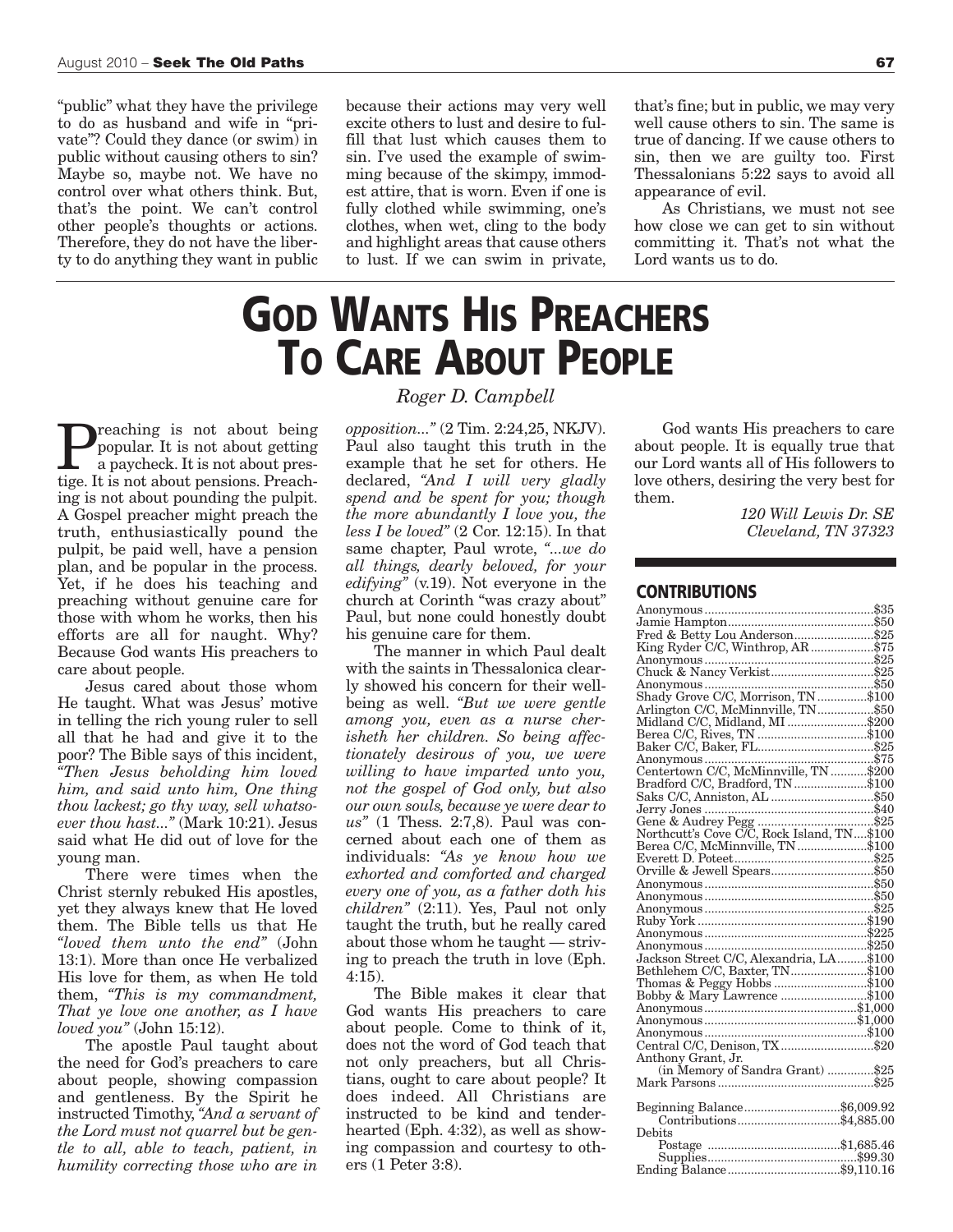"public" what they have the privilege to do as husband and wife in "private"? Could they dance (or swim) in public without causing others to sin? Maybe so, maybe not. We have no control over what others think. But, that's the point. We can't control other people's thoughts or actions. Therefore, they do not have the liberty to do anything they want in public because their actions may very well excite others to lust and desire to fulfill that lust which causes them to sin. I've used the example of swimming because of the skimpy, immodest attire, that is worn. Even if one is fully clothed while swimming, one's clothes, when wet, cling to the body and highlight areas that cause others to lust. If we can swim in private, that's fine; but in public, we may very well cause others to sin. The same is true of dancing. If we cause others to sin, then we are guilty too. First Thessalonians 5:22 says to avoid all appearance of evil.

As Christians, we must not see how close we can get to sin without committing it. That's not what the Lord wants us to do.

# GOD WANTS HIS PREACHERS TO CARE ABOUT PEOPLE

*Roger D. Campbell*

Preaching is not about being popular. It is not about getting a paycheck. It is not about prestige. It is not about pensions. Preaching is not about pounding the pulpit. A Gospel preacher might preach the truth, enthusiastically pound the pulpit, be paid well, have a pension plan, and be popular in the process. Yet, if he does his teaching and preaching without genuine care for those with whom he works, then his efforts are all for naught. Why? Because God wants His preachers to care about people.

Jesus cared about those whom He taught. What was Jesus' motive in telling the rich young ruler to sell all that he had and give it to the poor? The Bible says of this incident, *"Then Jesus beholding him loved him, and said unto him, One thing thou lackest; go thy way, sell whatsoever thou hast..."* (Mark 10:21). Jesus said what He did out of love for the young man.

There were times when the Christ sternly rebuked His apostles, yet they always knew that He loved them. The Bible tells us that He *"loved them unto the end"* (John 13:1). More than once He verbalized His love for them, as when He told them, *"This is my commandment, That ye love one another, as I have loved you"* (John 15:12).

The apostle Paul taught about the need for God's preachers to care about people, showing compassion and gentleness. By the Spirit he instructed Timothy, *"And a servant of the Lord must not quarrel but be gentle to all, able to teach, patient, in humility correcting those who are in opposition..."* (2 Tim. 2:24,25, NKJV). Paul also taught this truth in the example that he set for others. He declared, *"And I will very gladly spend and be spent for you; though the more abundantly I love you, the less I be loved"* (2 Cor. 12:15). In that same chapter, Paul wrote, *"...we do all things, dearly beloved, for your edifying"* (v.19). Not everyone in the church at Corinth "was crazy about" Paul, but none could honestly doubt his genuine care for them.

The manner in which Paul dealt with the saints in Thessalonica clearly showed his concern for their well-being as well. *"But we were gentle among you, even as a nurse cherisheth her children. So being affectionately desirous of you, we were willing to have imparted unto you, not the gospel of God only, but also our own souls, because ye were dear to us"* (1 Thess. 2:7,8). Paul was concerned about each one of them as individuals: *"As ye know how we exhorted and comforted and charged every one of you, as a father doth his children"* (2:11). Yes, Paul not only taught the truth, but he really cared about those whom he taught — striving to preach the truth in love (Eph. 4:15).

The Bible makes it clear that God wants His preachers to care about people. Come to think of it, does not the word of God teach that not only preachers, but all Christians, ought to care about people? It does indeed. All Christians are instructed to be kind and tenderhearted (Eph. 4:32), as well as showing compassion and courtesy to others (1 Peter 3:8).

God wants His preachers to care about people. It is equally true that our Lord wants all of His followers to love others, desiring the very best for them.

*120 Will Lewis Dr. SE*
*Cleveland, TN 37323*

## CONTRIBUTIONS

| Contributor | Amount |
|---|---|
| Anonymous | $35 |
| Jamie Hampton | $50 |
| Fred & Betty Lou Anderson | $25 |
| King Ryder C/C, Winthrop, AR | $75 |
| Anonymous | $25 |
| Chuck & Nancy Verkist | $25 |
| Anonymous | $50 |
| Shady Grove C/C, Morrison, TN | $100 |
| Arlington C/C, McMinnville, TN | $50 |
| Midland C/C, Midland, MI | $200 |
| Berea C/C, Rives, TN | $100 |
| Baker C/C, Baker, FL | $25 |
| Anonymous | $75 |
| Centertown C/C, McMinnville, TN | $200 |
| Bradford C/C, Bradford, TN | $100 |
| Saks C/C, Anniston, AL | $50 |
| Jerry Jones | $40 |
| Gene & Audrey Pegg | $25 |
| Northcutt's Cove C/C, Rock Island, TN | $100 |
| Berea C/C, McMinnville, TN | $100 |
| Everett D. Poteet | $25 |
| Orville & Jewell Spears | $50 |
| Anonymous | $50 |
| Anonymous | $50 |
| Anonymous | $25 |
| Ruby York | $190 |
| Anonymous | $225 |
| Anonymous | $250 |
| Jackson Street C/C, Alexandria, LA | $100 |
| Bethlehem C/C, Baxter, TN | $100 |
| Thomas & Peggy Hobbs | $100 |
| Bobby & Mary Lawrence | $100 |
| Anonymous | $1,000 |
| Anonymous | $1,000 |
| Anonymous | $100 |
| Central C/C, Denison, TX | $20 |
| Anthony Grant, Jr. (in Memory of Sandra Grant) | $25 |
| Mark Parsons | $25 |

| | |
|---|---|
| Beginning Balance | $6,009.92 |
| Contributions | $4,885.00 |
| Debits | |
| Postage | $1,685.46 |
| Supplies | $99.30 |
| Ending Balance | $9,110.16 |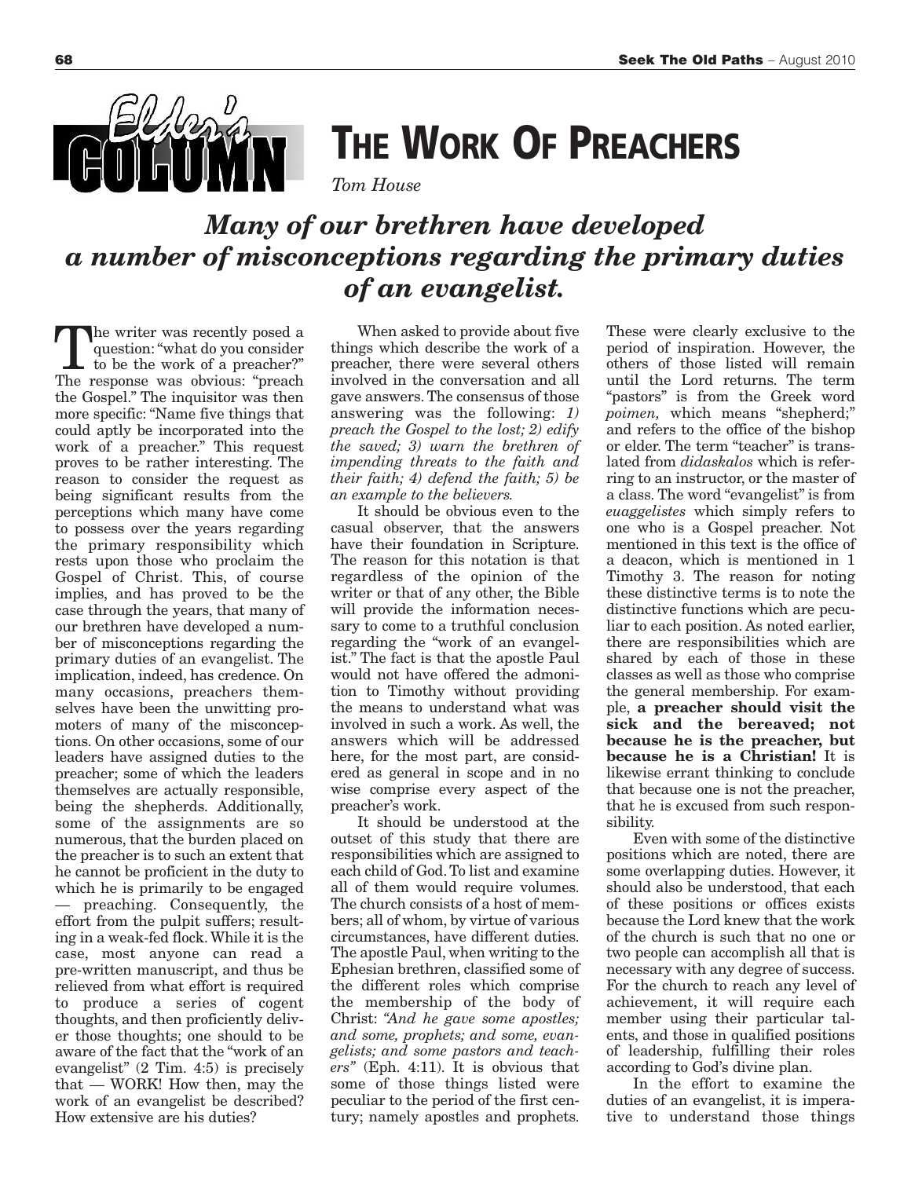Elder's Column

# The Work Of Preachers

*Tom House*

***Many of our brethren have developed a number of misconceptions regarding the primary duties of an evangelist.***

The writer was recently posed a question: "what do you consider to be the work of a preacher?" The response was obvious: "preach the Gospel." The inquisitor was then more specific: "Name five things that could aptly be incorporated into the work of a preacher." This request proves to be rather interesting. The reason to consider the request as being significant results from the perceptions which many have come to possess over the years regarding the primary responsibility which rests upon those who proclaim the Gospel of Christ. This, of course implies, and has proved to be the case through the years, that many of our brethren have developed a number of misconceptions regarding the primary duties of an evangelist. The implication, indeed, has credence. On many occasions, preachers themselves have been the unwitting promoters of many of the misconceptions. On other occasions, some of our leaders have assigned duties to the preacher; some of which the leaders themselves are actually responsible, being the shepherds. Additionally, some of the assignments are so numerous, that the burden placed on the preacher is to such an extent that he cannot be proficient in the duty to which he is primarily to be engaged — preaching. Consequently, the effort from the pulpit suffers; resulting in a weak-fed flock. While it is the case, most anyone can read a pre-written manuscript, and thus be relieved from what effort is required to produce a series of cogent thoughts, and then proficiently deliver those thoughts; one should to be aware of the fact that the "work of an evangelist" (2 Tim. 4:5) is precisely that — WORK! How then, may the work of an evangelist be described? How extensive are his duties?

When asked to provide about five things which describe the work of a preacher, there were several others involved in the conversation and all gave answers. The consensus of those answering was the following: *1) preach the Gospel to the lost; 2) edify the saved; 3) warn the brethren of impending threats to the faith and their faith; 4) defend the faith; 5) be an example to the believers.*

It should be obvious even to the casual observer, that the answers have their foundation in Scripture. The reason for this notation is that regardless of the opinion of the writer or that of any other, the Bible will provide the information necessary to come to a truthful conclusion regarding the "work of an evangelist." The fact is that the apostle Paul would not have offered the admonition to Timothy without providing the means to understand what was involved in such a work. As well, the answers which will be addressed here, for the most part, are considered as general in scope and in no wise comprise every aspect of the preacher's work.

It should be understood at the outset of this study that there are responsibilities which are assigned to each child of God. To list and examine all of them would require volumes. The church consists of a host of members; all of whom, by virtue of various circumstances, have different duties. The apostle Paul, when writing to the Ephesian brethren, classified some of the different roles which comprise the membership of the body of Christ: *"And he gave some apostles; and some, prophets; and some, evangelists; and some pastors and teachers"* (Eph. 4:11). It is obvious that some of those things listed were peculiar to the period of the first century; namely apostles and prophets. These were clearly exclusive to the period of inspiration. However, the others of those listed will remain until the Lord returns. The term "pastors" is from the Greek word *poimen,* which means "shepherd;" and refers to the office of the bishop or elder. The term "teacher" is translated from *didaskalos* which is referring to an instructor, or the master of a class. The word "evangelist" is from *euaggelistes* which simply refers to one who is a Gospel preacher. Not mentioned in this text is the office of a deacon, which is mentioned in 1 Timothy 3. The reason for noting these distinctive terms is to note the distinctive functions which are peculiar to each position. As noted earlier, there are responsibilities which are shared by each of those in these classes as well as those who comprise the general membership. For example, **a preacher should visit the sick and the bereaved; not because he is the preacher, but because he is a Christian!** It is likewise errant thinking to conclude that because one is not the preacher, that he is excused from such responsibility.

Even with some of the distinctive positions which are noted, there are some overlapping duties. However, it should also be understood, that each of these positions or offices exists because the Lord knew that the work of the church is such that no one or two people can accomplish all that is necessary with any degree of success. For the church to reach any level of achievement, it will require each member using their particular talents, and those in qualified positions of leadership, fulfilling their roles according to God's divine plan.

In the effort to examine the duties of an evangelist, it is imperative to understand those things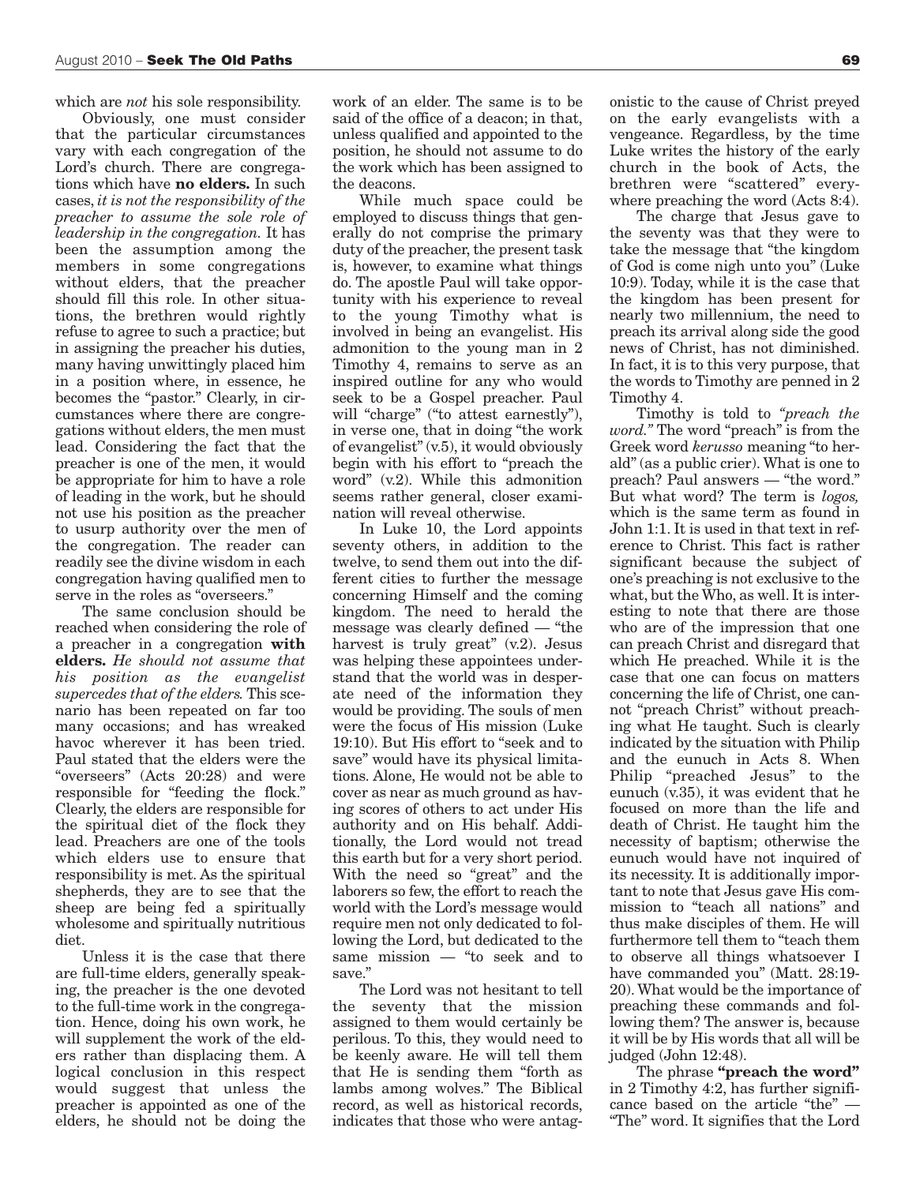which are *not* his sole responsibility.

Obviously, one must consider that the particular circumstances vary with each congregation of the Lord's church. There are congregations which have **no elders.** In such cases, *it is not the responsibility of the preacher to assume the sole role of leadership in the congregation.* It has been the assumption among the members in some congregations without elders, that the preacher should fill this role. In other situations, the brethren would rightly refuse to agree to such a practice; but in assigning the preacher his duties, many having unwittingly placed him in a position where, in essence, he becomes the "pastor." Clearly, in circumstances where there are congregations without elders, the men must lead. Considering the fact that the preacher is one of the men, it would be appropriate for him to have a role of leading in the work, but he should not use his position as the preacher to usurp authority over the men of the congregation. The reader can readily see the divine wisdom in each congregation having qualified men to serve in the roles as "overseers."

The same conclusion should be reached when considering the role of a preacher in a congregation **with elders.** *He should not assume that his position as the evangelist supercedes that of the elders.* This scenario has been repeated on far too many occasions; and has wreaked havoc wherever it has been tried. Paul stated that the elders were the "overseers" (Acts 20:28) and were responsible for "feeding the flock." Clearly, the elders are responsible for the spiritual diet of the flock they lead. Preachers are one of the tools which elders use to ensure that responsibility is met. As the spiritual shepherds, they are to see that the sheep are being fed a spiritually wholesome and spiritually nutritious diet.

Unless it is the case that there are full-time elders, generally speaking, the preacher is the one devoted to the full-time work in the congregation. Hence, doing his own work, he will supplement the work of the elders rather than displacing them. A logical conclusion in this respect would suggest that unless the preacher is appointed as one of the elders, he should not be doing the work of an elder. The same is to be said of the office of a deacon; in that, unless qualified and appointed to the position, he should not assume to do the work which has been assigned to the deacons.

While much space could be employed to discuss things that generally do not comprise the primary duty of the preacher, the present task is, however, to examine what things do. The apostle Paul will take opportunity with his experience to reveal to the young Timothy what is involved in being an evangelist. His admonition to the young man in 2 Timothy 4, remains to serve as an inspired outline for any who would seek to be a Gospel preacher. Paul will "charge" ("to attest earnestly"), in verse one, that in doing "the work of evangelist" (v.5), it would obviously begin with his effort to "preach the word" (v.2). While this admonition seems rather general, closer examination will reveal otherwise.

In Luke 10, the Lord appoints seventy others, in addition to the twelve, to send them out into the different cities to further the message concerning Himself and the coming kingdom. The need to herald the message was clearly defined — "the harvest is truly great" (v.2). Jesus was helping these appointees understand that the world was in desperate need of the information they would be providing. The souls of men were the focus of His mission (Luke 19:10). But His effort to "seek and to save" would have its physical limitations. Alone, He would not be able to cover as near as much ground as having scores of others to act under His authority and on His behalf. Additionally, the Lord would not tread this earth but for a very short period. With the need so "great" and the laborers so few, the effort to reach the world with the Lord's message would require men not only dedicated to following the Lord, but dedicated to the same mission — "to seek and to save."

The Lord was not hesitant to tell the seventy that the mission assigned to them would certainly be perilous. To this, they would need to be keenly aware. He will tell them that He is sending them "forth as lambs among wolves." The Biblical record, as well as historical records, indicates that those who were antagonistic to the cause of Christ preyed on the early evangelists with a vengeance. Regardless, by the time Luke writes the history of the early church in the book of Acts, the brethren were "scattered" everywhere preaching the word (Acts 8:4).

The charge that Jesus gave to the seventy was that they were to take the message that "the kingdom of God is come nigh unto you" (Luke 10:9). Today, while it is the case that the kingdom has been present for nearly two millennium, the need to preach its arrival along side the good news of Christ, has not diminished. In fact, it is to this very purpose, that the words to Timothy are penned in 2 Timothy 4.

Timothy is told to *"preach the word."* The word "preach" is from the Greek word *kerusso* meaning "to herald" (as a public crier). What is one to preach? Paul answers — "the word." But what word? The term is *logos,* which is the same term as found in John 1:1. It is used in that text in reference to Christ. This fact is rather significant because the subject of one's preaching is not exclusive to the what, but the Who, as well. It is interesting to note that there are those who are of the impression that one can preach Christ and disregard that which He preached. While it is the case that one can focus on matters concerning the life of Christ, one cannot "preach Christ" without preaching what He taught. Such is clearly indicated by the situation with Philip and the eunuch in Acts 8. When Philip "preached Jesus" to the eunuch (v.35), it was evident that he focused on more than the life and death of Christ. He taught him the necessity of baptism; otherwise the eunuch would have not inquired of its necessity. It is additionally important to note that Jesus gave His commission to "teach all nations" and thus make disciples of them. He will furthermore tell them to "teach them to observe all things whatsoever I have commanded you" (Matt. 28:19-20). What would be the importance of preaching these commands and following them? The answer is, because it will be by His words that all will be judged (John 12:48).

The phrase **"preach the word"** in 2 Timothy 4:2, has further significance based on the article "the" — "The" word. It signifies that the Lord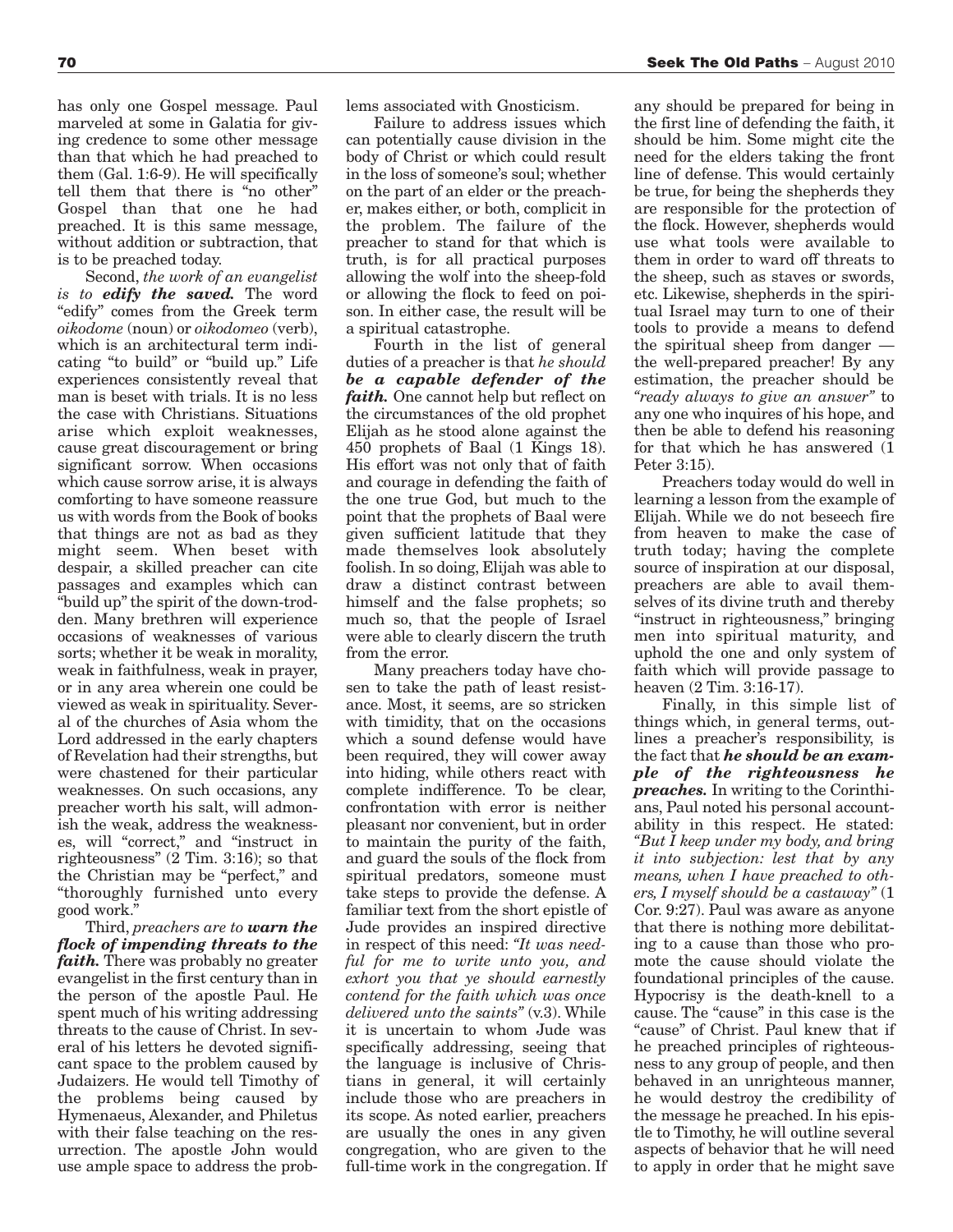has only one Gospel message. Paul marveled at some in Galatia for giving credence to some other message than that which he had preached to them (Gal. 1:6-9). He will specifically tell them that there is "no other" Gospel than that one he had preached. It is this same message, without addition or subtraction, that is to be preached today.

Second, *the work of an evangelist is to* ***edify the saved.*** The word "edify" comes from the Greek term *oikodome* (noun) or *oikodomeo* (verb), which is an architectural term indicating "to build" or "build up." Life experiences consistently reveal that man is beset with trials. It is no less the case with Christians. Situations arise which exploit weaknesses, cause great discouragement or bring significant sorrow. When occasions which cause sorrow arise, it is always comforting to have someone reassure us with words from the Book of books that things are not as bad as they might seem. When beset with despair, a skilled preacher can cite passages and examples which can "build up" the spirit of the down-trodden. Many brethren will experience occasions of weaknesses of various sorts; whether it be weak in morality, weak in faithfulness, weak in prayer, or in any area wherein one could be viewed as weak in spirituality. Several of the churches of Asia whom the Lord addressed in the early chapters of Revelation had their strengths, but were chastened for their particular weaknesses. On such occasions, any preacher worth his salt, will admonish the weak, address the weaknesses, will "correct," and "instruct in righteousness" (2 Tim. 3:16); so that the Christian may be "perfect," and "thoroughly furnished unto every good work."

Third, *preachers are to* ***warn the flock of impending threats to the faith.*** There was probably no greater evangelist in the first century than in the person of the apostle Paul. He spent much of his writing addressing threats to the cause of Christ. In several of his letters he devoted significant space to the problem caused by Judaizers. He would tell Timothy of the problems being caused by Hymenaeus, Alexander, and Philetus with their false teaching on the resurrection. The apostle John would use ample space to address the problems associated with Gnosticism.

Failure to address issues which can potentially cause division in the body of Christ or which could result in the loss of someone's soul; whether on the part of an elder or the preacher, makes either, or both, complicit in the problem. The failure of the preacher to stand for that which is truth, is for all practical purposes allowing the wolf into the sheep-fold or allowing the flock to feed on poison. In either case, the result will be a spiritual catastrophe.

Fourth in the list of general duties of a preacher is that *he should* ***be a capable defender of the faith.*** One cannot help but reflect on the circumstances of the old prophet Elijah as he stood alone against the 450 prophets of Baal (1 Kings 18). His effort was not only that of faith and courage in defending the faith of the one true God, but much to the point that the prophets of Baal were given sufficient latitude that they made themselves look absolutely foolish. In so doing, Elijah was able to draw a distinct contrast between himself and the false prophets; so much so, that the people of Israel were able to clearly discern the truth from the error.

Many preachers today have chosen to take the path of least resistance. Most, it seems, are so stricken with timidity, that on the occasions which a sound defense would have been required, they will cower away into hiding, while others react with complete indifference. To be clear, confrontation with error is neither pleasant nor convenient, but in order to maintain the purity of the faith, and guard the souls of the flock from spiritual predators, someone must take steps to provide the defense. A familiar text from the short epistle of Jude provides an inspired directive in respect of this need: *"It was needful for me to write unto you, and exhort you that ye should earnestly contend for the faith which was once delivered unto the saints"* (v.3). While it is uncertain to whom Jude was specifically addressing, seeing that the language is inclusive of Christians in general, it will certainly include those who are preachers in its scope. As noted earlier, preachers are usually the ones in any given congregation, who are given to the full-time work in the congregation. If any should be prepared for being in the first line of defending the faith, it should be him. Some might cite the need for the elders taking the front line of defense. This would certainly be true, for being the shepherds they are responsible for the protection of the flock. However, shepherds would use what tools were available to them in order to ward off threats to the sheep, such as staves or swords, etc. Likewise, shepherds in the spiritual Israel may turn to one of their tools to provide a means to defend the spiritual sheep from danger — the well-prepared preacher! By any estimation, the preacher should be *"ready always to give an answer"* to any one who inquires of his hope, and then be able to defend his reasoning for that which he has answered (1 Peter 3:15).

Preachers today would do well in learning a lesson from the example of Elijah. While we do not beseech fire from heaven to make the case of truth today; having the complete source of inspiration at our disposal, preachers are able to avail themselves of its divine truth and thereby "instruct in righteousness," bringing men into spiritual maturity, and uphold the one and only system of faith which will provide passage to heaven (2 Tim. 3:16-17).

Finally, in this simple list of things which, in general terms, outlines a preacher's responsibility, is the fact that ***he should be an example of the righteousness he preaches.*** In writing to the Corinthians, Paul noted his personal accountability in this respect. He stated: *"But I keep under my body, and bring it into subjection: lest that by any means, when I have preached to others, I myself should be a castaway"* (1 Cor. 9:27). Paul was aware as anyone that there is nothing more debilitating to a cause than those who promote the cause should violate the foundational principles of the cause. Hypocrisy is the death-knell to a cause. The "cause" in this case is the "cause" of Christ. Paul knew that if he preached principles of righteousness to any group of people, and then behaved in an unrighteous manner, he would destroy the credibility of the message he preached. In his epistle to Timothy, he will outline several aspects of behavior that he will need to apply in order that he might save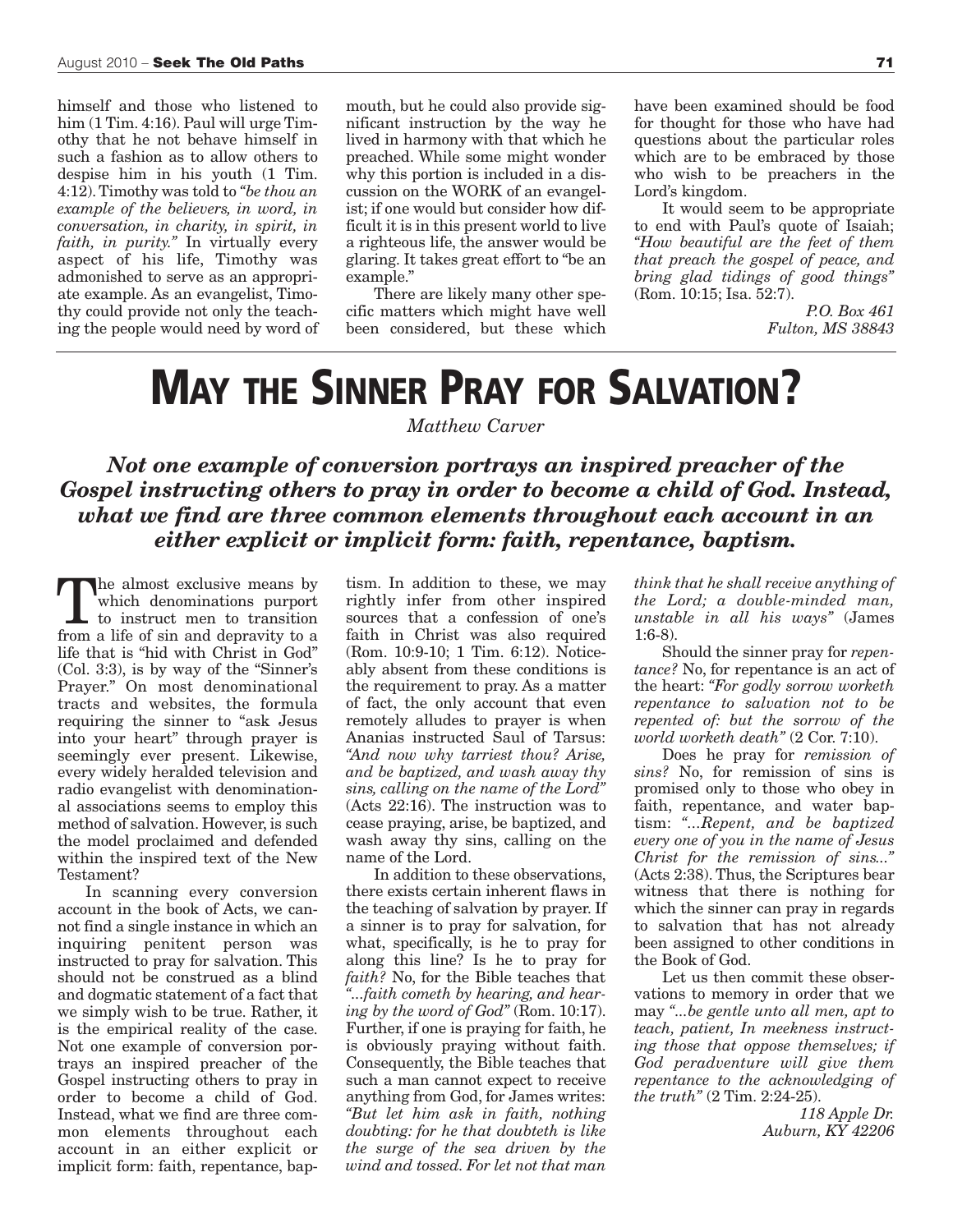himself and those who listened to him (1 Tim. 4:16). Paul will urge Timothy that he not behave himself in such a fashion as to allow others to despise him in his youth (1 Tim. 4:12). Timothy was told to *"be thou an example of the believers, in word, in conversation, in charity, in spirit, in faith, in purity."* In virtually every aspect of his life, Timothy was admonished to serve as an appropriate example. As an evangelist, Timothy could provide not only the teaching the people would need by word of mouth, but he could also provide significant instruction by the way he lived in harmony with that which he preached. While some might wonder why this portion is included in a discussion on the WORK of an evangelist; if one would but consider how difficult it is in this present world to live a righteous life, the answer would be glaring. It takes great effort to "be an example."

There are likely many other specific matters which might have well been considered, but these which have been examined should be food for thought for those who have had questions about the particular roles which are to be embraced by those who wish to be preachers in the Lord's kingdom.

It would seem to be appropriate to end with Paul's quote of Isaiah; *"How beautiful are the feet of them that preach the gospel of peace, and bring glad tidings of good things"* (Rom. 10:15; Isa. 52:7).

*P.O. Box 461*
*Fulton, MS 38843*

# May the Sinner Pray for Salvation?

*Matthew Carver*

***Not one example of conversion portrays an inspired preacher of the Gospel instructing others to pray in order to become a child of God. Instead, what we find are three common elements throughout each account in an either explicit or implicit form: faith, repentance, baptism.***

The almost exclusive means by which denominations purport to instruct men to transition from a life of sin and depravity to a life that is "hid with Christ in God" (Col. 3:3), is by way of the "Sinner's Prayer." On most denominational tracts and websites, the formula requiring the sinner to "ask Jesus into your heart" through prayer is seemingly ever present. Likewise, every widely heralded television and radio evangelist with denominational associations seems to employ this method of salvation. However, is such the model proclaimed and defended within the inspired text of the New Testament?

In scanning every conversion account in the book of Acts, we cannot find a single instance in which an inquiring penitent person was instructed to pray for salvation. This should not be construed as a blind and dogmatic statement of a fact that we simply wish to be true. Rather, it is the empirical reality of the case. Not one example of conversion portrays an inspired preacher of the Gospel instructing others to pray in order to become a child of God. Instead, what we find are three common elements throughout each account in an either explicit or implicit form: faith, repentance, baptism. In addition to these, we may rightly infer from other inspired sources that a confession of one's faith in Christ was also required (Rom. 10:9-10; 1 Tim. 6:12). Noticeably absent from these conditions is the requirement to pray. As a matter of fact, the only account that even remotely alludes to prayer is when Ananias instructed Saul of Tarsus: *"And now why tarriest thou? Arise, and be baptized, and wash away thy sins, calling on the name of the Lord"* (Acts 22:16). The instruction was to cease praying, arise, be baptized, and wash away thy sins, calling on the name of the Lord.

In addition to these observations, there exists certain inherent flaws in the teaching of salvation by prayer. If a sinner is to pray for salvation, for what, specifically, is he to pray for along this line? Is he to pray for *faith?* No, for the Bible teaches that *"...faith cometh by hearing, and hearing by the word of God"* (Rom. 10:17). Further, if one is praying for faith, he is obviously praying without faith. Consequently, the Bible teaches that such a man cannot expect to receive anything from God, for James writes: *"But let him ask in faith, nothing doubting: for he that doubteth is like the surge of the sea driven by the wind and tossed. For let not that man think that he shall receive anything of the Lord; a double-minded man, unstable in all his ways"* (James 1:6-8).

Should the sinner pray for *repentance?* No, for repentance is an act of the heart: *"For godly sorrow worketh repentance to salvation not to be repented of: but the sorrow of the world worketh death"* (2 Cor. 7:10).

Does he pray for *remission of sins?* No, for remission of sins is promised only to those who obey in faith, repentance, and water baptism: *"...Repent, and be baptized every one of you in the name of Jesus Christ for the remission of sins..."* (Acts 2:38). Thus, the Scriptures bear witness that there is nothing for which the sinner can pray in regards to salvation that has not already been assigned to other conditions in the Book of God.

Let us then commit these observations to memory in order that we may *"...be gentle unto all men, apt to teach, patient, In meekness instructing those that oppose themselves; if God peradventure will give them repentance to the acknowledging of the truth"* (2 Tim. 2:24-25).

*118 Apple Dr.*
*Auburn, KY 42206*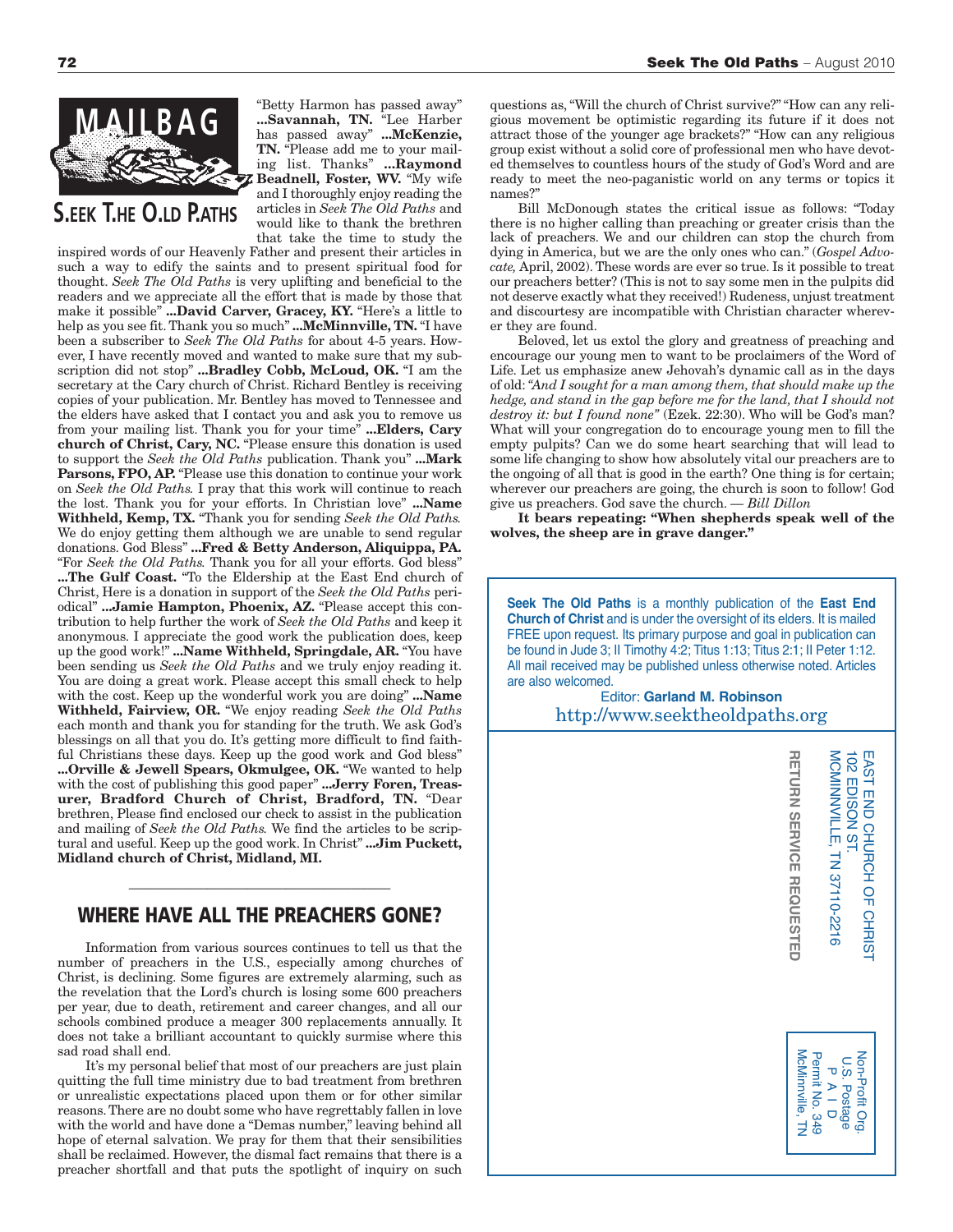# MAILBAG

**SEEK THE OLD PATHS**

"Betty Harmon has passed away" **...Savannah, TN.** "Lee Harber has passed away" **...McKenzie, TN.** "Please add me to your mailing list. Thanks" **...Raymond Beadnell, Foster, WV.** "My wife and I thoroughly enjoy reading the articles in *Seek The Old Paths* and would like to thank the brethren that take the time to study the inspired words of our Heavenly Father and present their articles in such a way to edify the saints and to present spiritual food for thought. *Seek The Old Paths* is very uplifting and beneficial to the readers and we appreciate all the effort that is made by those that make it possible" **...David Carver, Gracey, KY.** "Here's a little to help as you see fit. Thank you so much" **...McMinnville, TN.** "I have been a subscriber to *Seek The Old Paths* for about 4-5 years. However, I have recently moved and wanted to make sure that my subscription did not stop" **...Bradley Cobb, McLoud, OK.** "I am the secretary at the Cary church of Christ. Richard Bentley is receiving copies of your publication. Mr. Bentley has moved to Tennessee and the elders have asked that I contact you and ask you to remove us from your mailing list. Thank you for your time" **...Elders, Cary church of Christ, Cary, NC.** "Please ensure this donation is used to support the *Seek the Old Paths* publication. Thank you" **...Mark Parsons, FPO, AP.** "Please use this donation to continue your work on *Seek the Old Paths.* I pray that this work will continue to reach the lost. Thank you for your efforts. In Christian love" **...Name Withheld, Kemp, TX.** "Thank you for sending *Seek the Old Paths.* We do enjoy getting them although we are unable to send regular donations. God Bless" **...Fred & Betty Anderson, Aliquippa, PA.** "For *Seek the Old Paths.* Thank you for all your efforts. God bless" **...The Gulf Coast.** "To the Eldership at the East End church of Christ, Here is a donation in support of the *Seek the Old Paths* periodical" **...Jamie Hampton, Phoenix, AZ.** "Please accept this contribution to help further the work of *Seek the Old Paths* and keep it anonymous. I appreciate the good work the publication does, keep up the good work!" **...Name Withheld, Springdale, AR.** "You have been sending us *Seek the Old Paths* and we truly enjoy reading it. You are doing a great work. Please accept this small check to help with the cost. Keep up the wonderful work you are doing" **...Name Withheld, Fairview, OR.** "We enjoy reading *Seek the Old Paths* each month and thank you for standing for the truth. We ask God's blessings on all that you do. It's getting more difficult to find faithful Christians these days. Keep up the good work and God bless" **...Orville & Jewell Spears, Okmulgee, OK.** "We wanted to help with the cost of publishing this good paper" **...Jerry Foren, Treasurer, Bradford Church of Christ, Bradford, TN.** "Dear brethren, Please find enclosed our check to assist in the publication and mailing of *Seek the Old Paths.* We find the articles to be scriptural and useful. Keep up the good work. In Christ" **...Jim Puckett, Midland church of Christ, Midland, MI.**

---

## WHERE HAVE ALL THE PREACHERS GONE?

Information from various sources continues to tell us that the number of preachers in the U.S., especially among churches of Christ, is declining. Some figures are extremely alarming, such as the revelation that the Lord's church is losing some 600 preachers per year, due to death, retirement and career changes, and all our schools combined produce a meager 300 replacements annually. It does not take a brilliant accountant to quickly surmise where this sad road shall end.

It's my personal belief that most of our preachers are just plain quitting the full time ministry due to bad treatment from brethren or unrealistic expectations placed upon them or for other similar reasons. There are no doubt some who have regrettably fallen in love with the world and have done a "Demas number," leaving behind all hope of eternal salvation. We pray for them that their sensibilities shall be reclaimed. However, the dismal fact remains that there is a preacher shortfall and that puts the spotlight of inquiry on such questions as, "Will the church of Christ survive?" "How can any religious movement be optimistic regarding its future if it does not attract those of the younger age brackets?" "How can any religious group exist without a solid core of professional men who have devoted themselves to countless hours of the study of God's Word and are ready to meet the neo-paganistic world on any terms or topics it names?"

Bill McDonough states the critical issue as follows: "Today there is no higher calling than preaching or greater crisis than the lack of preachers. We and our children can stop the church from dying in America, but we are the only ones who can." (*Gospel Advocate,* April, 2002). These words are ever so true. Is it possible to treat our preachers better? (This is not to say some men in the pulpits did not deserve exactly what they received!) Rudeness, unjust treatment and discourtesy are incompatible with Christian character wherever they are found.

Beloved, let us extol the glory and greatness of preaching and encourage our young men to want to be proclaimers of the Word of Life. Let us emphasize anew Jehovah's dynamic call as in the days of old: *"And I sought for a man among them, that should make up the hedge, and stand in the gap before me for the land, that I should not destroy it: but I found none"* (Ezek. 22:30). Who will be God's man? What will your congregation do to encourage young men to fill the empty pulpits? Can we do some heart searching that will lead to some life changing to show how absolutely vital our preachers are to the ongoing of all that is good in the earth? One thing is for certain; wherever our preachers are going, the church is soon to follow! God give us preachers. God save the church. — *Bill Dillon*

**It bears repeating: "When shepherds speak well of the wolves, the sheep are in grave danger."**

---

**Seek The Old Paths** is a monthly publication of the **East End Church of Christ** and is under the oversight of its elders. It is mailed FREE upon request. Its primary purpose and goal in publication can be found in Jude 3; II Timothy 4:2; Titus 1:13; Titus 2:1; II Peter 1:12. All mail received may be published unless otherwise noted. Articles are also welcomed.

Editor: **Garland M. Robinson**

http://www.seektheoldpaths.org

EAST END CHURCH OF CHRIST
102 EDISON ST.
MCMINNVILLE, TN 37110-2216

**RETURN SERVICE REQUESTED**

Non-Profit Org.
U.S. Postage
P A I D
Permit No. 349
McMinnville, TN